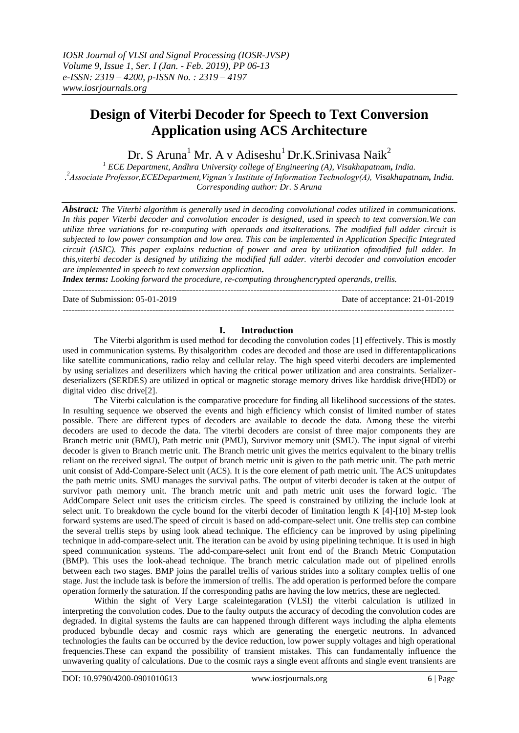# Design of Viterbi Decoder for Speech to Text Conversion Application using ACS Architecture

Dr. S Aruna[1] Mr. A v Adiseshu[1] Dr.K.Srinivasa Naik[2]

[1] ECE Department, Andhra University college of Engineering (A), Visakhapatnam, India.

.[2]Associate Professor,ECEDepartment,Vignan's Institute of Information Technology(A), Visakhapatnam, India.

Corresponding author: Dr. S Aruna

***Abstract:*** *The Viterbi algorithm is generally used in decoding convolutional codes utilized in communications. In this paper Viterbi decoder and convolution encoder is designed, used in speech to text conversion.We can utilize three variations for re-computing with operands and itsalterations. The modified full adder circuit is subjected to low power consumption and low area. This can be implemented in Application Specific Integrated circuit (ASIC). This paper explains reduction of power and area by utilization ofmodified full adder. In this,viterbi decoder is designed by utilizing the modified full adder. viterbi decoder and convolution encoder are implemented in speech to text conversion application.*

***Index terms:*** *Looking forward the procedure, re-computing throughencrypted operands, trellis.*

---

Date of Submission: 05-01-2019 Date of acceptance: 21-01-2019

---

## I. Introduction

The Viterbi algorithm is used method for decoding the convolution codes [1] effectively. This is mostly used in communication systems. By thisalgorithm codes are decoded and those are used in differentapplications like satellite communications, radio relay and cellular relay. The high speed viterbi decoders are implemented by using serializes and deserilizers which having the critical power utilization and area constraints. Serializer-deserializers (SERDES) are utilized in optical or magnetic storage memory drives like harddisk drive(HDD) or digital video disc drive[2].

The Viterbi calculation is the comparative procedure for finding all likelihood successions of the states. In resulting sequence we observed the events and high efficiency which consist of limited number of states possible. There are different types of decoders are available to decode the data. Among these the viterbi decoders are used to decode the data. The viterbi decoders are consist of three major components they are Branch metric unit (BMU), Path metric unit (PMU), Survivor memory unit (SMU). The input signal of viterbi decoder is given to Branch metric unit. The Branch metric unit gives the metrics equivalent to the binary trellis reliant on the received signal. The output of branch metric unit is given to the path metric unit. The path metric unit consist of Add-Compare-Select unit (ACS). It is the core element of path metric unit. The ACS unitupdates the path metric units. SMU manages the survival paths. The output of viterbi decoder is taken at the output of survivor path memory unit. The branch metric unit and path metric unit uses the forward logic. The AddCompare Select unit uses the criticism circles. The speed is constrained by utilizing the include look at select unit. To breakdown the cycle bound for the viterbi decoder of limitation length K [4]-[10] M-step look forward systems are used.The speed of circuit is based on add-compare-select unit. One trellis step can combine the several trellis steps by using look ahead technique. The efficiency can be improved by using pipelining technique in add-compare-select unit. The iteration can be avoid by using pipelining technique. It is used in high speed communication systems. The add-compare-select unit front end of the Branch Metric Computation (BMP). This uses the look-ahead technique. The branch metric calculation made out of pipelined enrolls between each two stages. BMP joins the parallel trellis of various strides into a solitary complex trellis of one stage. Just the include task is before the immersion of trellis. The add operation is performed before the compare operation formerly the saturation. If the corresponding paths are having the low metrics, these are neglected.

Within the sight of Very Large scaleintegaration (VLSI) the viterbi calculation is utilized in interpreting the convolution codes. Due to the faulty outputs the accuracy of decoding the convolution codes are degraded. In digital systems the faults are can happened through different ways including the alpha elements produced bybundle decay and cosmic rays which are generating the energetic neutrons. In advanced technologies the faults can be occurred by the device reduction, low power supply voltages and high operational frequencies.These can expand the possibility of transient mistakes. This can fundamentally influence the unwavering quality of calculations. Due to the cosmic rays a single event affronts and single event transients are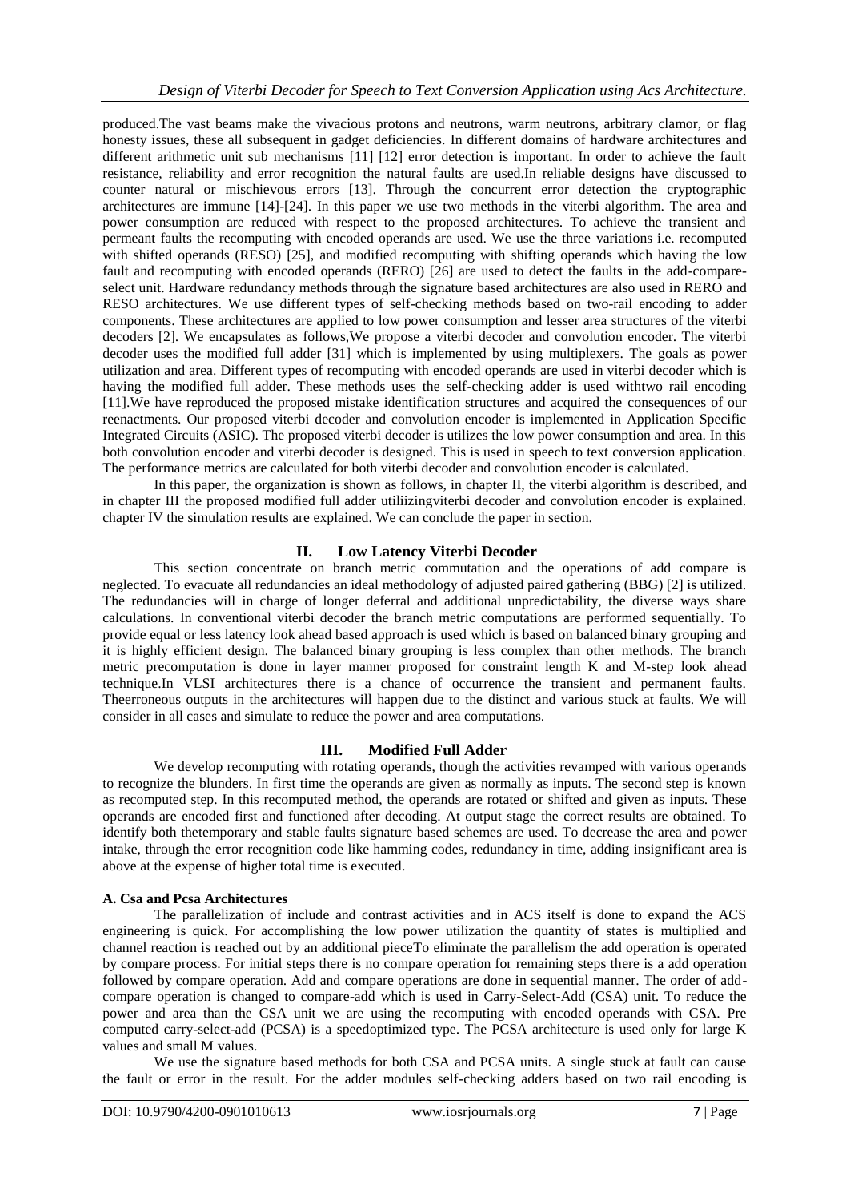produced.The vast beams make the vivacious protons and neutrons, warm neutrons, arbitrary clamor, or flag honesty issues, these all subsequent in gadget deficiencies. In different domains of hardware architectures and different arithmetic unit sub mechanisms [11] [12] error detection is important. In order to achieve the fault resistance, reliability and error recognition the natural faults are used.In reliable designs have discussed to counter natural or mischievous errors [13]. Through the concurrent error detection the cryptographic architectures are immune [14]-[24]. In this paper we use two methods in the viterbi algorithm. The area and power consumption are reduced with respect to the proposed architectures. To achieve the transient and permeant faults the recomputing with encoded operands are used. We use the three variations i.e. recomputed with shifted operands (RESO) [25], and modified recomputing with shifting operands which having the low fault and recomputing with encoded operands (RERO) [26] are used to detect the faults in the add-compare-select unit. Hardware redundancy methods through the signature based architectures are also used in RERO and RESO architectures. We use different types of self-checking methods based on two-rail encoding to adder components. These architectures are applied to low power consumption and lesser area structures of the viterbi decoders [2]. We encapsulates as follows,We propose a viterbi decoder and convolution encoder. The viterbi decoder uses the modified full adder [31] which is implemented by using multiplexers. The goals as power utilization and area. Different types of recomputing with encoded operands are used in viterbi decoder which is having the modified full adder. These methods uses the self-checking adder is used withtwo rail encoding [11].We have reproduced the proposed mistake identification structures and acquired the consequences of our reenactments. Our proposed viterbi decoder and convolution encoder is implemented in Application Specific Integrated Circuits (ASIC). The proposed viterbi decoder is utilizes the low power consumption and area. In this both convolution encoder and viterbi decoder is designed. This is used in speech to text conversion application. The performance metrics are calculated for both viterbi decoder and convolution encoder is calculated.

In this paper, the organization is shown as follows, in chapter II, the viterbi algorithm is described, and in chapter III the proposed modified full adder utiliizingviterbi decoder and convolution encoder is explained. chapter IV the simulation results are explained. We can conclude the paper in section.

## II. Low Latency Viterbi Decoder

This section concentrate on branch metric commutation and the operations of add compare is neglected. To evacuate all redundancies an ideal methodology of adjusted paired gathering (BBG) [2] is utilized. The redundancies will in charge of longer deferral and additional unpredictability, the diverse ways share calculations. In conventional viterbi decoder the branch metric computations are performed sequentially. To provide equal or less latency look ahead based approach is used which is based on balanced binary grouping and it is highly efficient design. The balanced binary grouping is less complex than other methods. The branch metric precomputation is done in layer manner proposed for constraint length K and M-step look ahead technique.In VLSI architectures there is a chance of occurrence the transient and permanent faults. Theerroneous outputs in the architectures will happen due to the distinct and various stuck at faults. We will consider in all cases and simulate to reduce the power and area computations.

## III. Modified Full Adder

We develop recomputing with rotating operands, though the activities revamped with various operands to recognize the blunders. In first time the operands are given as normally as inputs. The second step is known as recomputed step. In this recomputed method, the operands are rotated or shifted and given as inputs. These operands are encoded first and functioned after decoding. At output stage the correct results are obtained. To identify both thetemporary and stable faults signature based schemes are used. To decrease the area and power intake, through the error recognition code like hamming codes, redundancy in time, adding insignificant area is above at the expense of higher total time is executed.

### A. Csa and Pcsa Architectures

The parallelization of include and contrast activities and in ACS itself is done to expand the ACS engineering is quick. For accomplishing the low power utilization the quantity of states is multiplied and channel reaction is reached out by an additional pieceTo eliminate the parallelism the add operation is operated by compare process. For initial steps there is no compare operation for remaining steps there is a add operation followed by compare operation. Add and compare operations are done in sequential manner. The order of add-compare operation is changed to compare-add which is used in Carry-Select-Add (CSA) unit. To reduce the power and area than the CSA unit we are using the recomputing with encoded operands with CSA. Pre computed carry-select-add (PCSA) is a speedoptimized type. The PCSA architecture is used only for large K values and small M values.

We use the signature based methods for both CSA and PCSA units. A single stuck at fault can cause the fault or error in the result. For the adder modules self-checking adders based on two rail encoding is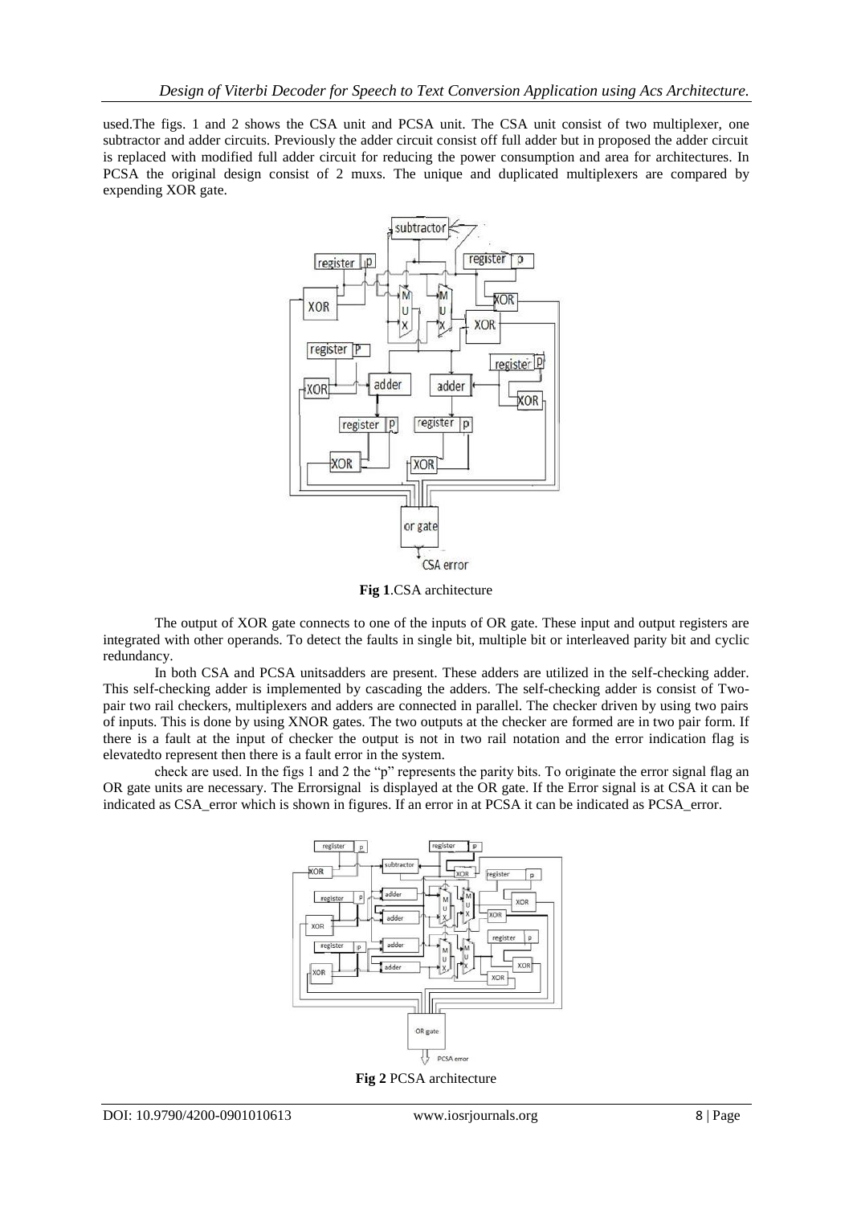used.The figs. 1 and 2 shows the CSA unit and PCSA unit. The CSA unit consist of two multiplexer, one subtractor and adder circuits. Previously the adder circuit consist off full adder but in proposed the adder circuit is replaced with modified full adder circuit for reducing the power consumption and area for architectures. In PCSA the original design consist of 2 muxs. The unique and duplicated multiplexers are compared by expending XOR gate.

**Fig 1**.CSA architecture

The output of XOR gate connects to one of the inputs of OR gate. These input and output registers are integrated with other operands. To detect the faults in single bit, multiple bit or interleaved parity bit and cyclic redundancy.

In both CSA and PCSA unitsadders are present. These adders are utilized in the self-checking adder. This self-checking adder is implemented by cascading the adders. The self-checking adder is consist of Two-pair two rail checkers, multiplexers and adders are connected in parallel. The checker driven by using two pairs of inputs. This is done by using XNOR gates. The two outputs at the checker are formed are in two pair form. If there is a fault at the input of checker the output is not in two rail notation and the error indication flag is elevatedto represent then there is a fault error in the system.

check are used. In the figs 1 and 2 the "p" represents the parity bits. To originate the error signal flag an OR gate units are necessary. The Errorsignal is displayed at the OR gate. If the Error signal is at CSA it can be indicated as CSA_error which is shown in figures. If an error in at PCSA it can be indicated as PCSA_error.

**Fig 2** PCSA architecture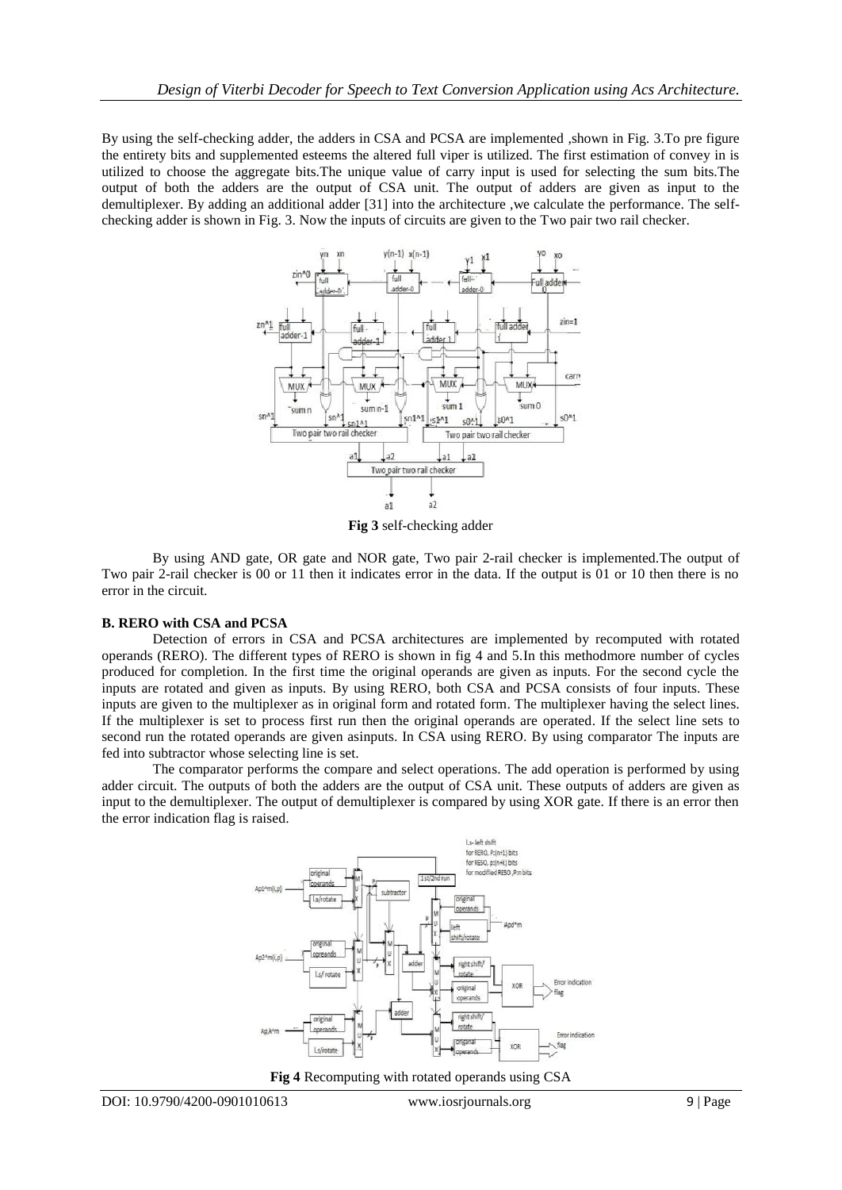By using the self-checking adder, the adders in CSA and PCSA are implemented ,shown in Fig. 3.To pre figure the entirety bits and supplemented esteems the altered full viper is utilized. The first estimation of convey in is utilized to choose the aggregate bits.The unique value of carry input is used for selecting the sum bits.The output of both the adders are the output of CSA unit. The output of adders are given as input to the demultiplexer. By adding an additional adder [31] into the architecture ,we calculate the performance. The self-checking adder is shown in Fig. 3. Now the inputs of circuits are given to the Two pair two rail checker.

**Fig 3** self-checking adder

By using AND gate, OR gate and NOR gate, Two pair 2-rail checker is implemented.The output of Two pair 2-rail checker is 00 or 11 then it indicates error in the data. If the output is 01 or 10 then there is no error in the circuit.

### B. RERO with CSA and PCSA

Detection of errors in CSA and PCSA architectures are implemented by recomputed with rotated operands (RERO). The different types of RERO is shown in fig 4 and 5.In this methodmore number of cycles produced for completion. In the first time the original operands are given as inputs. For the second cycle the inputs are rotated and given as inputs. By using RERO, both CSA and PCSA consists of four inputs. These inputs are given to the multiplexer as in original form and rotated form. The multiplexer having the select lines. If the multiplexer is set to process first run then the original operands are operated. If the select line sets to second run the rotated operands are given asinputs. In CSA using RERO. By using comparator The inputs are fed into subtractor whose selecting line is set.

The comparator performs the compare and select operations. The add operation is performed by using adder circuit. The outputs of both the adders are the output of CSA unit. These outputs of adders are given as input to the demultiplexer. The output of demultiplexer is compared by using XOR gate. If there is an error then the error indication flag is raised.

**Fig 4** Recomputing with rotated operands using CSA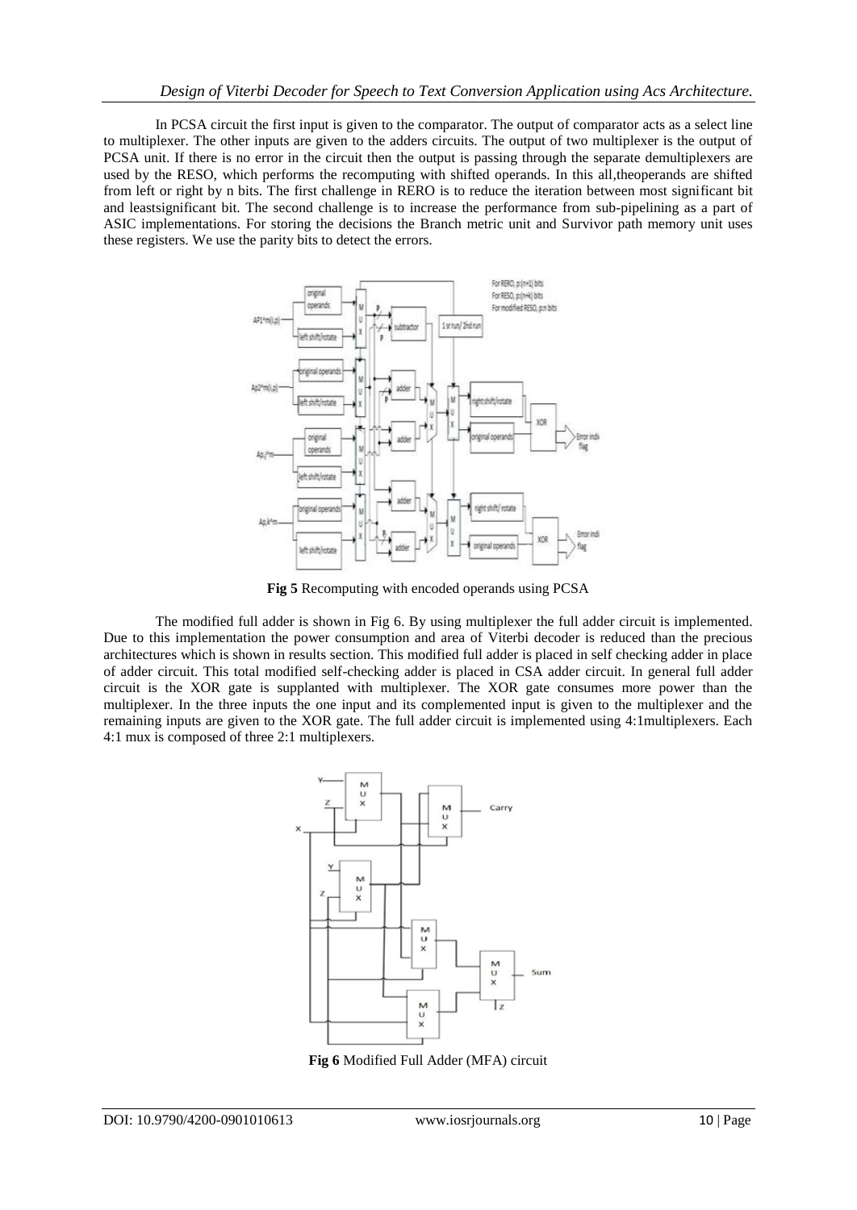In PCSA circuit the first input is given to the comparator. The output of comparator acts as a select line to multiplexer. The other inputs are given to the adders circuits. The output of two multiplexer is the output of PCSA unit. If there is no error in the circuit then the output is passing through the separate demultiplexers are used by the RESO, which performs the recomputing with shifted operands. In this all,theoperands are shifted from left or right by n bits. The first challenge in RERO is to reduce the iteration between most significant bit and leastsignificant bit. The second challenge is to increase the performance from sub-pipelining as a part of ASIC implementations. For storing the decisions the Branch metric unit and Survivor path memory unit uses these registers. We use the parity bits to detect the errors.

**Fig 5** Recomputing with encoded operands using PCSA

The modified full adder is shown in Fig 6. By using multiplexer the full adder circuit is implemented. Due to this implementation the power consumption and area of Viterbi decoder is reduced than the precious architectures which is shown in results section. This modified full adder is placed in self checking adder in place of adder circuit. This total modified self-checking adder is placed in CSA adder circuit. In general full adder circuit is the XOR gate is supplanted with multiplexer. The XOR gate consumes more power than the multiplexer. In the three inputs the one input and its complemented input is given to the multiplexer and the remaining inputs are given to the XOR gate. The full adder circuit is implemented using 4:1multiplexers. Each 4:1 mux is composed of three 2:1 multiplexers.

**Fig 6** Modified Full Adder (MFA) circuit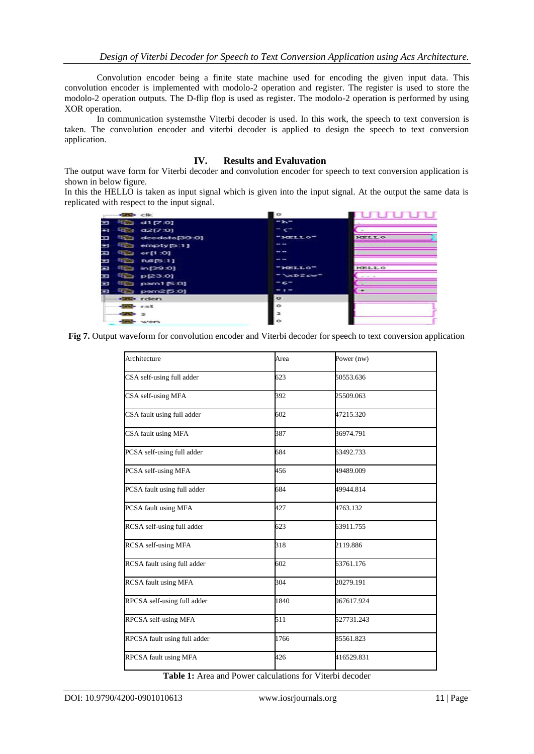Convolution encoder being a finite state machine used for encoding the given input data. This convolution encoder is implemented with modolo-2 operation and register. The register is used to store the modolo-2 operation outputs. The D-flip flop is used as register. The modolo-2 operation is performed by using XOR operation.

In communication systemsthe Viterbi decoder is used. In this work, the speech to text conversion is taken. The convolution encoder and viterbi decoder is applied to design the speech to text conversion application.

## IV. Results and Evaluvation

The output wave form for Viterbi decoder and convolution encoder for speech to text conversion application is shown in below figure.

In this the HELLO is taken as input signal which is given into the input signal. At the output the same data is replicated with respect to the input signal.

**Fig 7.** Output waveform for convolution encoder and Viterbi decoder for speech to text conversion application

| Architecture | Area | Power (nw) |
|---|---|---|
| CSA self-using full adder | 623 | 50553.636 |
| CSA self-using MFA | 392 | 25509.063 |
| CSA fault using full adder | 602 | 47215.320 |
| CSA fault using MFA | 387 | 36974.791 |
| PCSA self-using full adder | 684 | 63492.733 |
| PCSA self-using MFA | 456 | 49489.009 |
| PCSA fault using full adder | 684 | 49944.814 |
| PCSA fault using MFA | 427 | 4763.132 |
| RCSA self-using full adder | 623 | 63911.755 |
| RCSA self-using MFA | 318 | 2119.886 |
| RCSA fault using full adder | 602 | 63761.176 |
| RCSA fault using MFA | 304 | 20279.191 |
| RPCSA self-using full adder | 1840 | 967617.924 |
| RPCSA self-using MFA | 511 | 527731.243 |
| RPCSA fault using full adder | 1766 | 85561.823 |
| RPCSA fault using MFA | 426 | 416529.831 |

**Table 1:** Area and Power calculations for Viterbi decoder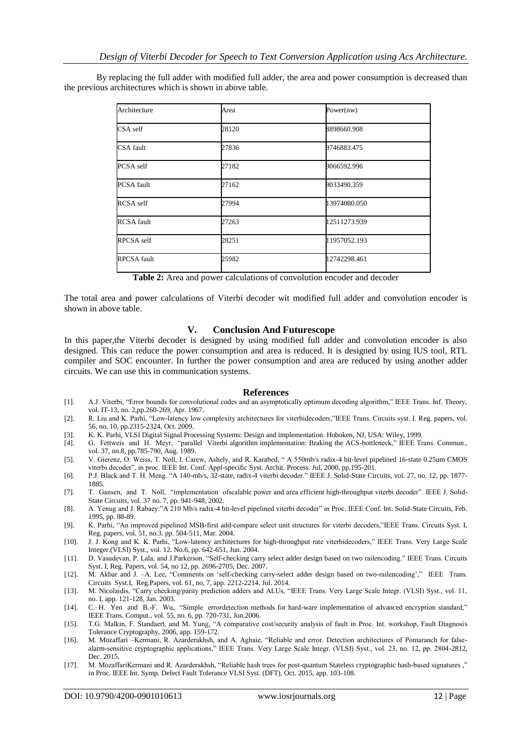By replacing the full adder with modified full adder, the area and power consumption is decreased than the previous architectures which is shown in above table.

| Architecture | Area | Power(nw) |
| --- | --- | --- |
| CSA self | 28120 | 8898660.908 |
| CSA fault | 27836 | 9746883.475 |
| PCSA self | 27182 | 9066592.996 |
| PCSA fault | 27162 | 9033490.359 |
| RCSA self | 27994 | 13974080.050 |
| RCSA fault | 27263 | 12511273.939 |
| RPCSA self | 28251 | 11957052.193 |
| RPCSA fault | 25982 | 12742298.461 |

**Table 2:** Area and power calculations of convolution encoder and decoder

The total area and power calculations of Viterbi decoder wit modified full adder and convolution encoder is shown in above table.

## V. Conclusion And Futurescope

In this paper,the Viterbi decoder is designed by using modified full adder and convolution encoder is also designed. This can reduce the power consumption and area is reduced. It is designed by using IUS tool, RTL compiler and SOC encounter. In further the power consumption and area are reduced by using another adder circuits. We can use this in communication systems.

## References

[1]. A.J. Viterbi, "Error bounds for convolutional codes and an asymptotically optimum decoding algorithm," IEEE Trans. Inf. Theory, vol. IT-13, no. 2,pp.260-269, Apr. 1967.

[2]. R. Liu and K. Parhi, "Low-latency low complexity architectures for viterbidecoders,"IEEE Trans. Circuits syst. I. Reg. papers, vol. 56, no. 10, pp.2315-2324, Oct. 2009.

[3]. K. K. Parhi, VLSI Digital Signal Processing Systems: Design and implementation. Hoboken, NJ, USA: Wiley, 1999.

[4]. G. Fettweis and H. Meyr, "parallel Viterbi algorithm implementation: Braking the ACS-bottleneck," IEEE Trans. Commun., vol. 37, no.8, pp.785-790, Aug. 1989.

[5]. V. Gierenz, O. Weiss, T. Noll, I. Carew, Ashely, and R. Karabed, " A 550mb/s radix-4 bit-level pipelined 16-state 0.25um CMOS viterbi decoder", in proc. IEEE Int. Conf. Appl-specific Syst. Archit. Process. Jul. 2000, pp.195-201.

[6]. P.J. Black and T. H. Meng. "A 140-mb/s, 32-state, radix-4 viterbi decoder." IEEE J. Solid-State Circuits, vol. 27, no. 12, pp. 1877-1885.

[7]. T. Gansen, and T. Noll, "implementation ofscalable power and area efficient high-throughput viterbi decoder". IEEE J. Solid-State Circuits, vol. 37 no. 7, pp. 941-948, 2002.

[8]. A. Yenug and J. Rabaey:"A 210 Mb/s radix-4 bit-level pipelined viterbi decoder" in Proc. IEEE Conf. Int. Solid-State Circuits, Feb. 1995, pp. 88-89.

[9]. K. Parhi, "An improved pipelined MSB-first add-compare select unit structures for viterbi decoders,"IEEE Trans. Circuits Syst. I, Reg. papers, vol. 51, no.3. pp. 504-511, Mar. 2004.

[10]. J. J. Kong and K. K. Parhi, "Low-latency architectures for high-throughput rate viterbidecoders," IEEE Trans. Very Large Scale Integer.(VLSI) Syst., vol. 12. No.6, pp. 642-651, Jun. 2004.

[11]. D. Vasudevan, P. Lala, and J.Parkerson, "Self-checking carry select adder design based on two railencoding." IEEE Trans. Circuits Syst. I, Reg. Papers, vol. 54, no 12, pp. 2696-2705, Dec. 2007.

[12]. M. Akbar and J. –A. Lee, "Comments on 'self-checking carry-select adder design based on two-railencoding'," IEEE Trans. Circuits Syst.I, Reg.Papers, vol. 61, no, 7, app. 2212-2214, Jul. 2014.

[13]. M. Nicolaidis, "Carry checking/parity prediction adders and ALUs, "IEEE Trans. Very Large Scale Integr. (VLSI) Syst., vol. 11, no. I, app. 121-128, Jan. 2003.

[14]. C.–H. Yen and B.-F. Wu, "Simple errordetection methods for hard-ware implementation of advanced encryption standard," IEEE Trans. Comput., vol. 55, no. 6, pp. 720-731, Jun.2006.

[15]. T.G. Malkin, F. Standaert, and M. Yung, "A comparative cost/security analysis of fault in Proc. Int. workshop, Fault Diagnosis Tolerance Cryptography, 2006, app. 159-172.

[16]. M. Mozaffari –Kermani, R. Azarderakhsh, and A. Aghaie, "Reliable and error. Detection architectures of Pomaranch for false-alarm-sensitive cryptographic applications," IEEE Trans. Very Large Scale Integr. (VLSI) Syst., vol. 23, no. 12, pp. 2804-2812, Dec. 2015.

[17]. M. MozaffariKermani and R. Azarderakhsh, "Reliable hash trees for post-quantum Stateless cryptographic hash-based signatures ," in Proc. IEEE Int. Symp. Defect Fault Tolerance VLSI Syst. (DFT), Oct. 2015, app. 103-108.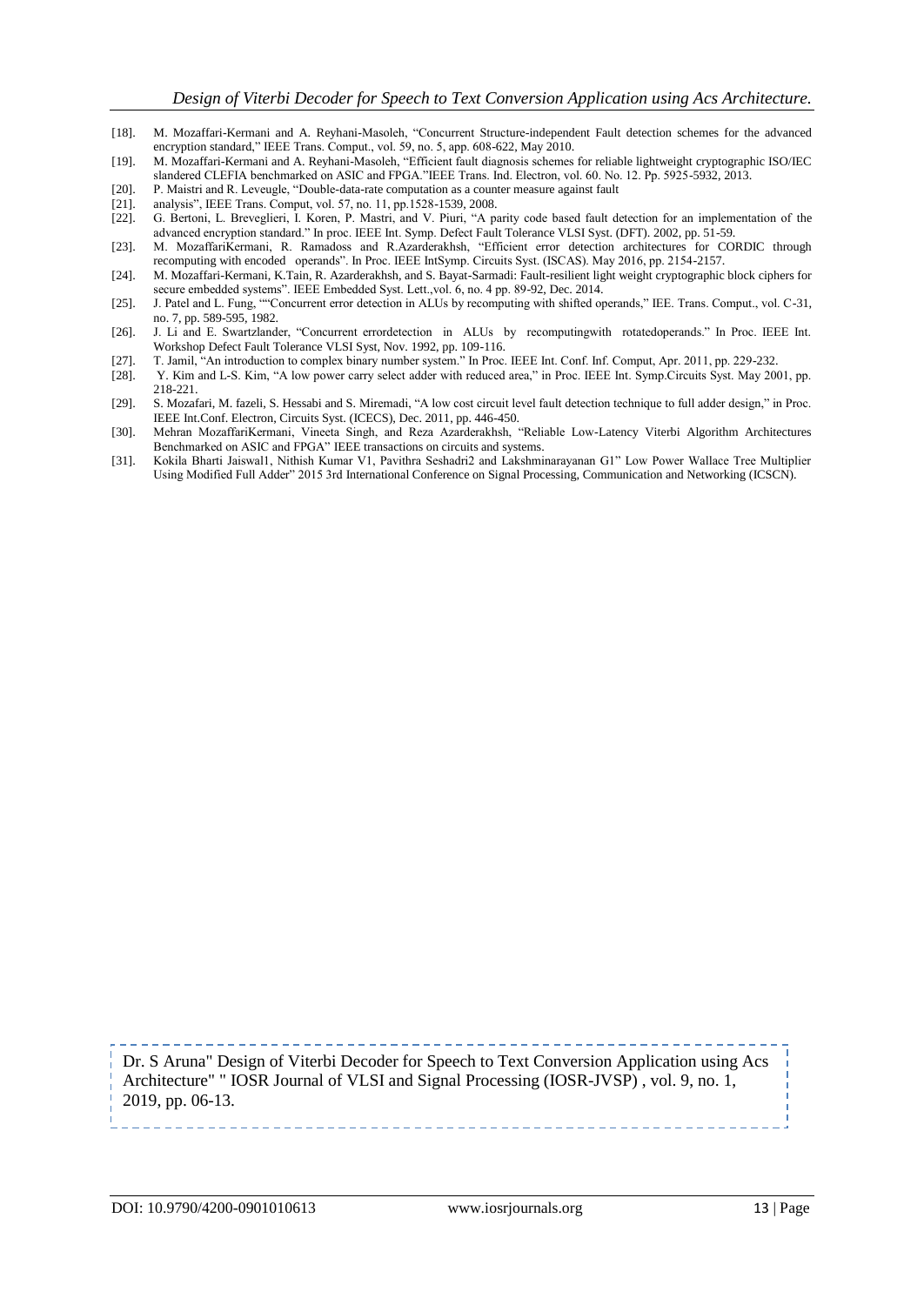[18]. M. Mozaffari-Kermani and A. Reyhani-Masoleh, "Concurrent Structure-independent Fault detection schemes for the advanced encryption standard," IEEE Trans. Comput., vol. 59, no. 5, app. 608-622, May 2010.

[19]. M. Mozaffari-Kermani and A. Reyhani-Masoleh, "Efficient fault diagnosis schemes for reliable lightweight cryptographic ISO/IEC slandered CLEFIA benchmarked on ASIC and FPGA."IEEE Trans. Ind. Electron, vol. 60. No. 12. Pp. 5925-5932, 2013.

[20]. P. Maistri and R. Leveugle, "Double-data-rate computation as a counter measure against fault

[21]. analysis", IEEE Trans. Comput, vol. 57, no. 11, pp.1528-1539, 2008.

[22]. G. Bertoni, L. Breveglieri, I. Koren, P. Mastri, and V. Piuri, "A parity code based fault detection for an implementation of the advanced encryption standard." In proc. IEEE Int. Symp. Defect Fault Tolerance VLSI Syst. (DFT). 2002, pp. 51-59.

[23]. M. MozaffariKermani, R. Ramadoss and R.Azarderakhsh, "Efficient error detection architectures for CORDIC through recomputing with encoded operands". In Proc. IEEE IntSymp. Circuits Syst. (ISCAS). May 2016, pp. 2154-2157.

[24]. M. Mozaffari-Kermani, K.Tain, R. Azarderakhsh, and S. Bayat-Sarmadi: Fault-resilient light weight cryptographic block ciphers for secure embedded systems". IEEE Embedded Syst. Lett.,vol. 6, no. 4 pp. 89-92, Dec. 2014.

[25]. J. Patel and L. Fung, ""Concurrent error detection in ALUs by recomputing with shifted operands," IEE. Trans. Comput., vol. C-31, no. 7, pp. 589-595, 1982.

[26]. J. Li and E. Swartzlander, "Concurrent errordetection in ALUs by recomputingwith rotatedoperands." In Proc. IEEE Int. Workshop Defect Fault Tolerance VLSI Syst, Nov. 1992, pp. 109-116.

[27]. T. Jamil, "An introduction to complex binary number system." In Proc. IEEE Int. Conf. Inf. Comput, Apr. 2011, pp. 229-232.

[28]. Y. Kim and L-S. Kim, "A low power carry select adder with reduced area," in Proc. IEEE Int. Symp.Circuits Syst. May 2001, pp. 218-221.

[29]. S. Mozafari, M. fazeli, S. Hessabi and S. Miremadi, "A low cost circuit level fault detection technique to full adder design," in Proc. IEEE Int.Conf. Electron, Circuits Syst. (ICECS), Dec. 2011, pp. 446-450.

[30]. Mehran MozaffariKermani, Vineeta Singh, and Reza Azarderakhsh, "Reliable Low-Latency Viterbi Algorithm Architectures Benchmarked on ASIC and FPGA" IEEE transactions on circuits and systems.

[31]. Kokila Bharti Jaiswal1, Nithish Kumar V1, Pavithra Seshadri2 and Lakshminarayanan G1" Low Power Wallace Tree Multiplier Using Modified Full Adder" 2015 3rd International Conference on Signal Processing, Communication and Networking (ICSCN).

Dr. S Aruna" Design of Viterbi Decoder for Speech to Text Conversion Application using Acs Architecture" " IOSR Journal of VLSI and Signal Processing (IOSR-JVSP) , vol. 9, no. 1, 2019, pp. 06-13.